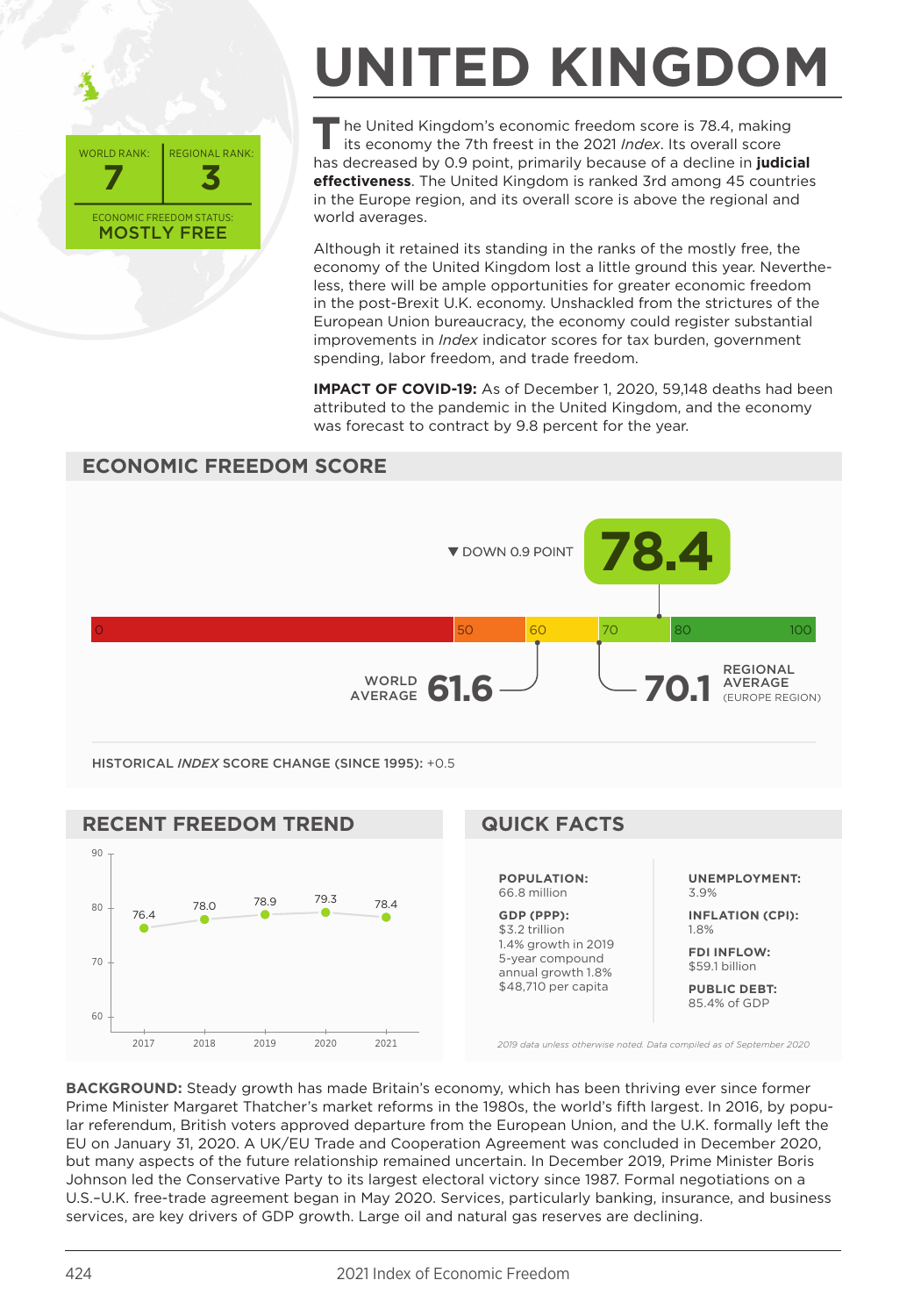# UNITED KINGDOM

WORLD RANK: **7** | REGIONAL RANK: **3**

ECONOMIC FREEDOM STATUS: **MOSTLY FREE**

The United Kingdom's economic freedom score is 78.4, making its economy the 7th freest in the 2021 *Index*. Its overall score has decreased by 0.9 point, primarily because of a decline in **judicial effectiveness**. The United Kingdom is ranked 3rd among 45 countries in the Europe region, and its overall score is above the regional and world averages.

Although it retained its standing in the ranks of the mostly free, the economy of the United Kingdom lost a little ground this year. Nevertheless, there will be ample opportunities for greater economic freedom in the post-Brexit U.K. economy. Unshackled from the strictures of the European Union bureaucracy, the economy could register substantial improvements in *Index* indicator scores for tax burden, government spending, labor freedom, and trade freedom.

**IMPACT OF COVID-19:** As of December 1, 2020, 59,148 deaths had been attributed to the pandemic in the United Kingdom, and the economy was forecast to contract by 9.8 percent for the year.

## ECONOMIC FREEDOM SCORE

▼ DOWN 0.9 POINT **78.4**

0 | 50 | 60 | 70 | 80 | 100

WORLD AVERAGE **61.6**

**70.1** REGIONAL AVERAGE (EUROPE REGION)

HISTORICAL *INDEX* SCORE CHANGE (SINCE 1995): +0.5

## RECENT FREEDOM TREND

| Year | Score |
|---|---|
| 2017 | 76.4 |
| 2018 | 78.0 |
| 2019 | 78.9 |
| 2020 | 79.3 |
| 2021 | 78.4 |

## QUICK FACTS

**POPULATION:**
66.8 million

**GDP (PPP):**
$3.2 trillion
1.4% growth in 2019
5-year compound annual growth 1.8%
$48,710 per capita

**UNEMPLOYMENT:**
3.9%

**INFLATION (CPI):**
1.8%

**FDI INFLOW:**
$59.1 billion

**PUBLIC DEBT:**
85.4% of GDP

*2019 data unless otherwise noted. Data compiled as of September 2020*

**BACKGROUND:** Steady growth has made Britain's economy, which has been thriving ever since former Prime Minister Margaret Thatcher's market reforms in the 1980s, the world's fifth largest. In 2016, by popular referendum, British voters approved departure from the European Union, and the U.K. formally left the EU on January 31, 2020. A UK/EU Trade and Cooperation Agreement was concluded in December 2020, but many aspects of the future relationship remained uncertain. In December 2019, Prime Minister Boris Johnson led the Conservative Party to its largest electoral victory since 1987. Formal negotiations on a U.S.–U.K. free-trade agreement began in May 2020. Services, particularly banking, insurance, and business services, are key drivers of GDP growth. Large oil and natural gas reserves are declining.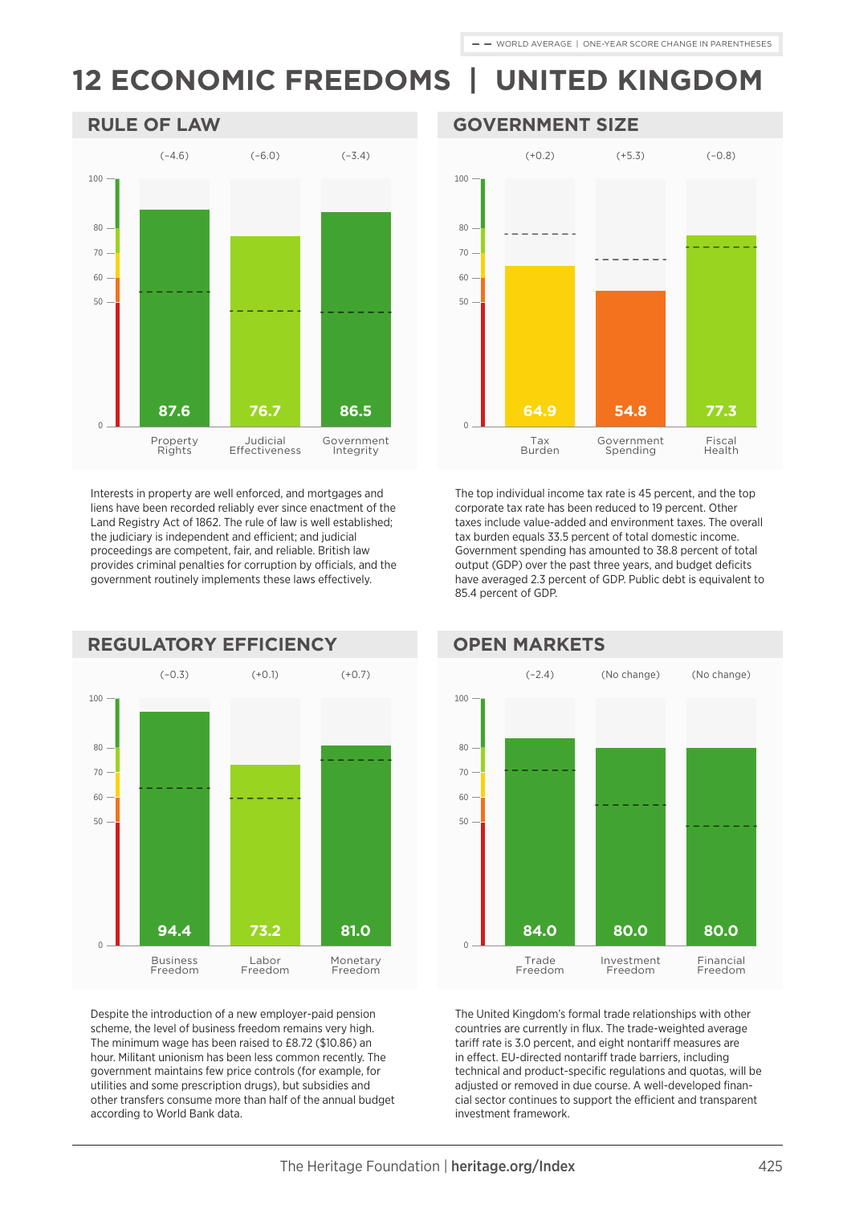WORLD AVERAGE | ONE-YEAR SCORE CHANGE IN PARENTHESES

# 12 ECONOMIC FREEDOMS | UNITED KINGDOM

## RULE OF LAW

(–4.6) (–6.0) (–3.4)

100
80
70
60
50
0

87.6 Property Rights
76.7 Judicial Effectiveness
86.5 Government Integrity

Interests in property are well enforced, and mortgages and liens have been recorded reliably ever since enactment of the Land Registry Act of 1862. The rule of law is well established; the judiciary is independent and efficient; and judicial proceedings are competent, fair, and reliable. British law provides criminal penalties for corruption by officials, and the government routinely implements these laws effectively.

## GOVERNMENT SIZE

(+0.2) (+5.3) (–0.8)

100
80
70
60
50
0

64.9 Tax Burden
54.8 Government Spending
77.3 Fiscal Health

The top individual income tax rate is 45 percent, and the top corporate tax rate has been reduced to 19 percent. Other taxes include value-added and environment taxes. The overall tax burden equals 33.5 percent of total domestic income. Government spending has amounted to 38.8 percent of total output (GDP) over the past three years, and budget deficits have averaged 2.3 percent of GDP. Public debt is equivalent to 85.4 percent of GDP.

## REGULATORY EFFICIENCY

(–0.3) (+0.1) (+0.7)

100
80
70
60
50
0

94.4 Business Freedom
73.2 Labor Freedom
81.0 Monetary Freedom

Despite the introduction of a new employer-paid pension scheme, the level of business freedom remains very high. The minimum wage has been raised to £8.72 ($10.86) an hour. Militant unionism has been less common recently. The government maintains few price controls (for example, for utilities and some prescription drugs), but subsidies and other transfers consume more than half of the annual budget according to World Bank data.

## OPEN MARKETS

(–2.4) (No change) (No change)

100
80
70
60
50
0

84.0 Trade Freedom
80.0 Investment Freedom
80.0 Financial Freedom

The United Kingdom's formal trade relationships with other countries are currently in flux. The trade-weighted average tariff rate is 3.0 percent, and eight nontariff measures are in effect. EU-directed nontariff trade barriers, including technical and product-specific regulations and quotas, will be adjusted or removed in due course. A well-developed financial sector continues to support the efficient and transparent investment framework.